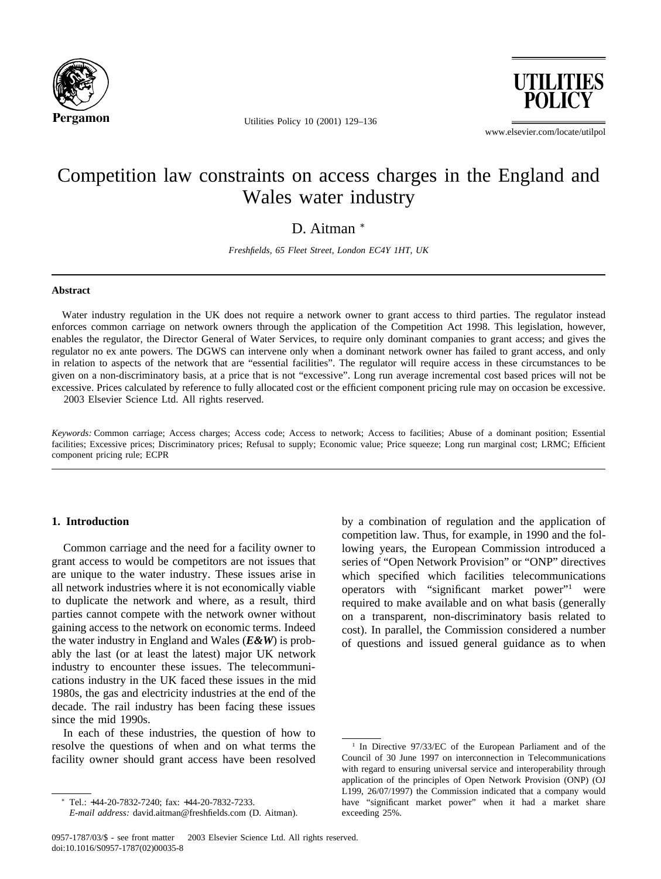# Competition law constraints on access charges in the England and Wales water industry

D. Aitman *

*Freshfields, 65 Fleet Street, London EC4Y 1HT, UK*

## Abstract

Water industry regulation in the UK does not require a network owner to grant access to third parties. The regulator instead enforces common carriage on network owners through the application of the Competition Act 1998. This legislation, however, enables the regulator, the Director General of Water Services, to require only dominant companies to grant access; and gives the regulator no ex ante powers. The DGWS can intervene only when a dominant network owner has failed to grant access, and only in relation to aspects of the network that are "essential facilities". The regulator will require access in these circumstances to be given on a non-discriminatory basis, at a price that is not "excessive". Long run average incremental cost based prices will not be excessive. Prices calculated by reference to fully allocated cost or the efficient component pricing rule may on occasion be excessive.
2003 Elsevier Science Ltd. All rights reserved.

*Keywords:* Common carriage; Access charges; Access code; Access to network; Access to facilities; Abuse of a dominant position; Essential facilities; Excessive prices; Discriminatory prices; Refusal to supply; Economic value; Price squeeze; Long run marginal cost; LRMC; Efficient component pricing rule; ECPR

## 1. Introduction

Common carriage and the need for a facility owner to grant access to would be competitors are not issues that are unique to the water industry. These issues arise in all network industries where it is not economically viable to duplicate the network and where, as a result, third parties cannot compete with the network owner without gaining access to the network on economic terms. Indeed the water industry in England and Wales (***E&W***) is probably the last (or at least the latest) major UK network industry to encounter these issues. The telecommunications industry in the UK faced these issues in the mid 1980s, the gas and electricity industries at the end of the decade. The rail industry has been facing these issues since the mid 1990s.

In each of these industries, the question of how to resolve the questions of when and on what terms the facility owner should grant access have been resolved by a combination of regulation and the application of competition law. Thus, for example, in 1990 and the following years, the European Commission introduced a series of "Open Network Provision" or "ONP" directives which specified which facilities telecommunications operators with "significant market power"[1] were required to make available and on what basis (generally on a transparent, non-discriminatory basis related to cost). In parallel, the Commission considered a number of questions and issued general guidance as to when

[1] In Directive 97/33/EC of the European Parliament and of the Council of 30 June 1997 on interconnection in Telecommunications with regard to ensuring universal service and interoperability through application of the principles of Open Network Provision (ONP) (OJ L199, 26/07/1997) the Commission indicated that a company would have "significant market power" when it had a market share exceeding 25%.

* Tel.: +44-20-7832-7240; fax: +44-20-7832-7233.
*E-mail address:* david.aitman@freshfields.com (D. Aitman).

0957-1787/03/$ - see front matter 2003 Elsevier Science Ltd. All rights reserved.
doi:10.1016/S0957-1787(02)00035-8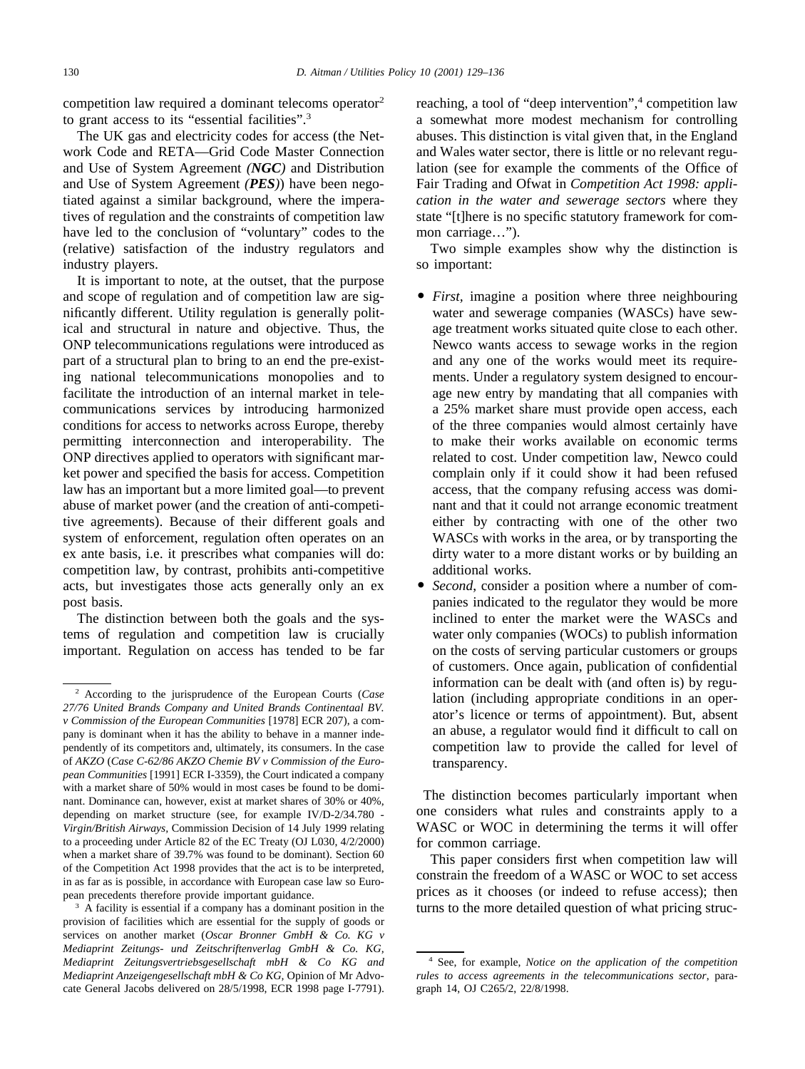competition law required a dominant telecoms operator[2] to grant access to its "essential facilities".[3]

The UK gas and electricity codes for access (the Network Code and RETA—Grid Code Master Connection and Use of System Agreement *(**NGC**)* and Distribution and Use of System Agreement *(**PES**)*) have been negotiated against a similar background, where the imperatives of regulation and the constraints of competition law have led to the conclusion of "voluntary" codes to the (relative) satisfaction of the industry regulators and industry players.

It is important to note, at the outset, that the purpose and scope of regulation and of competition law are significantly different. Utility regulation is generally political and structural in nature and objective. Thus, the ONP telecommunications regulations were introduced as part of a structural plan to bring to an end the pre-existing national telecommunications monopolies and to facilitate the introduction of an internal market in telecommunications services by introducing harmonized conditions for access to networks across Europe, thereby permitting interconnection and interoperability. The ONP directives applied to operators with significant market power and specified the basis for access. Competition law has an important but a more limited goal—to prevent abuse of market power (and the creation of anti-competitive agreements). Because of their different goals and system of enforcement, regulation often operates on an ex ante basis, i.e. it prescribes what companies will do: competition law, by contrast, prohibits anti-competitive acts, but investigates those acts generally only an ex post basis.

The distinction between both the goals and the systems of regulation and competition law is crucially important. Regulation on access has tended to be far reaching, a tool of "deep intervention",[4] competition law a somewhat more modest mechanism for controlling abuses. This distinction is vital given that, in the England and Wales water sector, there is little or no relevant regulation (see for example the comments of the Office of Fair Trading and Ofwat in *Competition Act 1998: application in the water and sewerage sectors* where they state "[t]here is no specific statutory framework for common carriage…").

Two simple examples show why the distinction is so important:

- *First*, imagine a position where three neighbouring water and sewerage companies (WASCs) have sewage treatment works situated quite close to each other. Newco wants access to sewage works in the region and any one of the works would meet its requirements. Under a regulatory system designed to encourage new entry by mandating that all companies with a 25% market share must provide open access, each of the three companies would almost certainly have to make their works available on economic terms related to cost. Under competition law, Newco could complain only if it could show it had been refused access, that the company refusing access was dominant and that it could not arrange economic treatment either by contracting with one of the other two WASCs with works in the area, or by transporting the dirty water to a more distant works or by building an additional works.
- *Second*, consider a position where a number of companies indicated to the regulator they would be more inclined to enter the market were the WASCs and water only companies (WOCs) to publish information on the costs of serving particular customers or groups of customers. Once again, publication of confidential information can be dealt with (and often is) by regulation (including appropriate conditions in an operator's licence or terms of appointment). But, absent an abuse, a regulator would find it difficult to call on competition law to provide the called for level of transparency.

The distinction becomes particularly important when one considers what rules and constraints apply to a WASC or WOC in determining the terms it will offer for common carriage.

This paper considers first when competition law will constrain the freedom of a WASC or WOC to set access prices as it chooses (or indeed to refuse access); then turns to the more detailed question of what pricing struc-

---

[2] According to the jurisprudence of the European Courts (*Case 27/76 United Brands Company and United Brands Continentaal BV. v Commission of the European Communities* [1978] ECR 207), a company is dominant when it has the ability to behave in a manner independently of its competitors and, ultimately, its consumers. In the case of *AKZO* (*Case C-62/86 AKZO Chemie BV v Commission of the European Communities* [1991] ECR I-3359), the Court indicated a company with a market share of 50% would in most cases be found to be dominant. Dominance can, however, exist at market shares of 30% or 40%, depending on market structure (see, for example IV/D-2/34.780 - *Virgin/British Airways*, Commission Decision of 14 July 1999 relating to a proceeding under Article 82 of the EC Treaty (OJ L030, 4/2/2000) when a market share of 39.7% was found to be dominant). Section 60 of the Competition Act 1998 provides that the act is to be interpreted, in as far as is possible, in accordance with European case law so European precedents therefore provide important guidance.

[3] A facility is essential if a company has a dominant position in the provision of facilities which are essential for the supply of goods or services on another market (*Oscar Bronner GmbH & Co. KG v Mediaprint Zeitungs- und Zeitschriftenverlag GmbH & Co. KG, Mediaprint Zeitungsvertriebsgesellschaft mbH & Co KG and Mediaprint Anzeigengesellschaft mbH & Co KG*, Opinion of Mr Advocate General Jacobs delivered on 28/5/1998, ECR 1998 page I-7791).

[4] See, for example, *Notice on the application of the competition rules to access agreements in the telecommunications sector*, paragraph 14, OJ C265/2, 22/8/1998.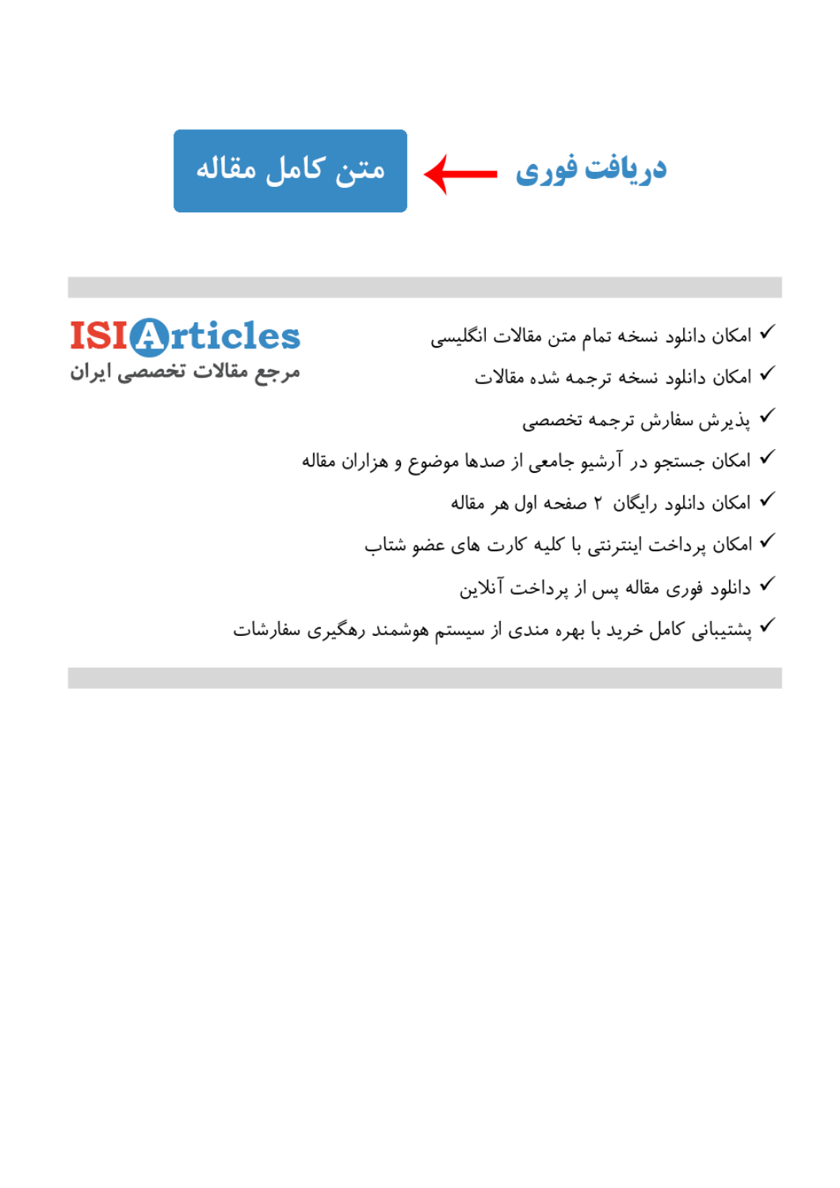دریافت فوری ← **متن کامل مقاله**

**ISIArticles**
مرجع مقالات تخصصی ایران

- ✓ امکان دانلود نسخه تمام متن مقالات انگلیسی
- ✓ امکان دانلود نسخه ترجمه شده مقالات
- ✓ پذیرش سفارش ترجمه تخصصی
- ✓ امکان جستجو در آرشیو جامعی از صدها موضوع و هزاران مقاله
- ✓ امکان دانلود رایگان ۲ صفحه اول هر مقاله
- ✓ امکان پرداخت اینترنتی با کلیه کارت های عضو شتاب
- ✓ دانلود فوری مقاله پس از پرداخت آنلاین
- ✓ پشتیبانی کامل خرید با بهره مندی از سیستم هوشمند رهگیری سفارشات